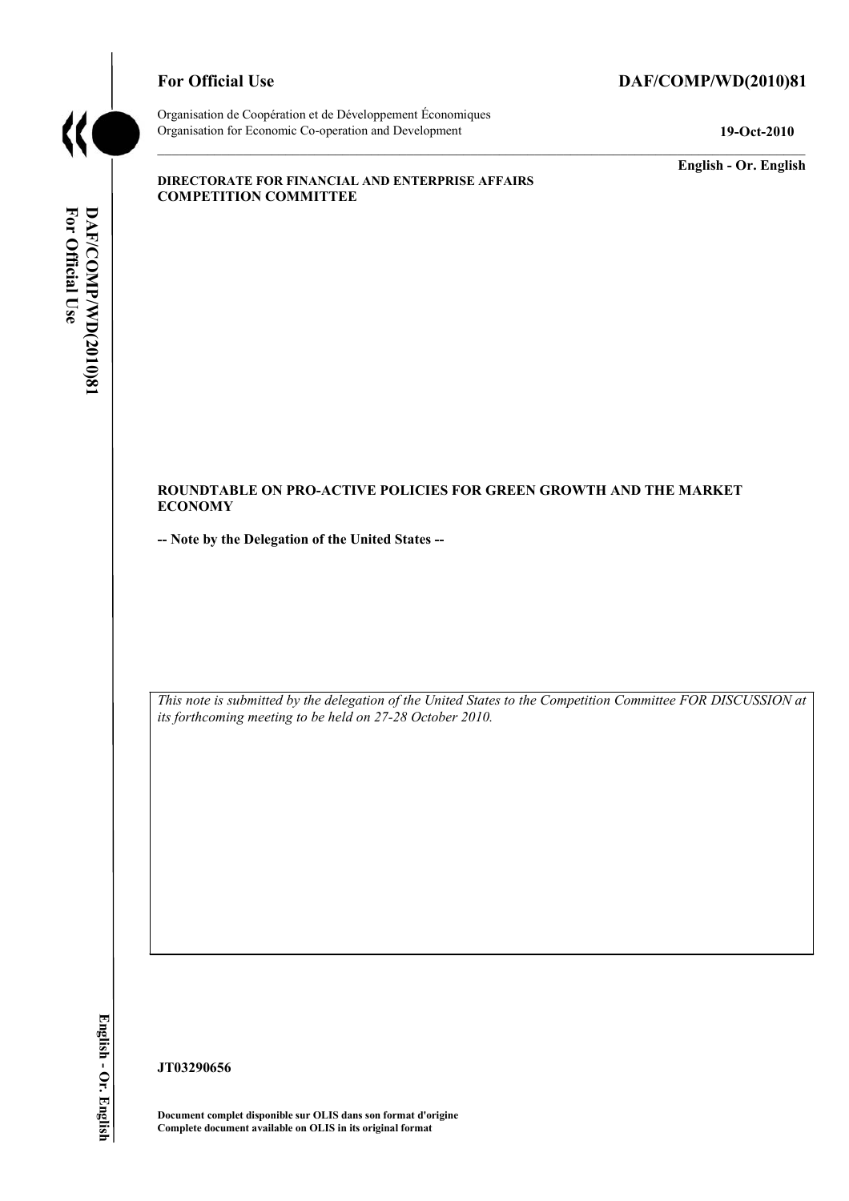**For Official Use** **DAF/COMP/WD(2010)81**

Organisation de Coopération et de Développement Économiques
Organisation for Economic Co-operation and Development **19-Oct-2010**

**English - Or. English**

**DIRECTORATE FOR FINANCIAL AND ENTERPRISE AFFAIRS**
**COMPETITION COMMITTEE**

**ROUNDTABLE ON PRO-ACTIVE POLICIES FOR GREEN GROWTH AND THE MARKET ECONOMY**

**-- Note by the Delegation of the United States --**

*This note is submitted by the delegation of the United States to the Competition Committee FOR DISCUSSION at its forthcoming meeting to be held on 27-28 October 2010.*

**JT03290656**

**Document complet disponible sur OLIS dans son format d'origine**
**Complete document available on OLIS in its original format**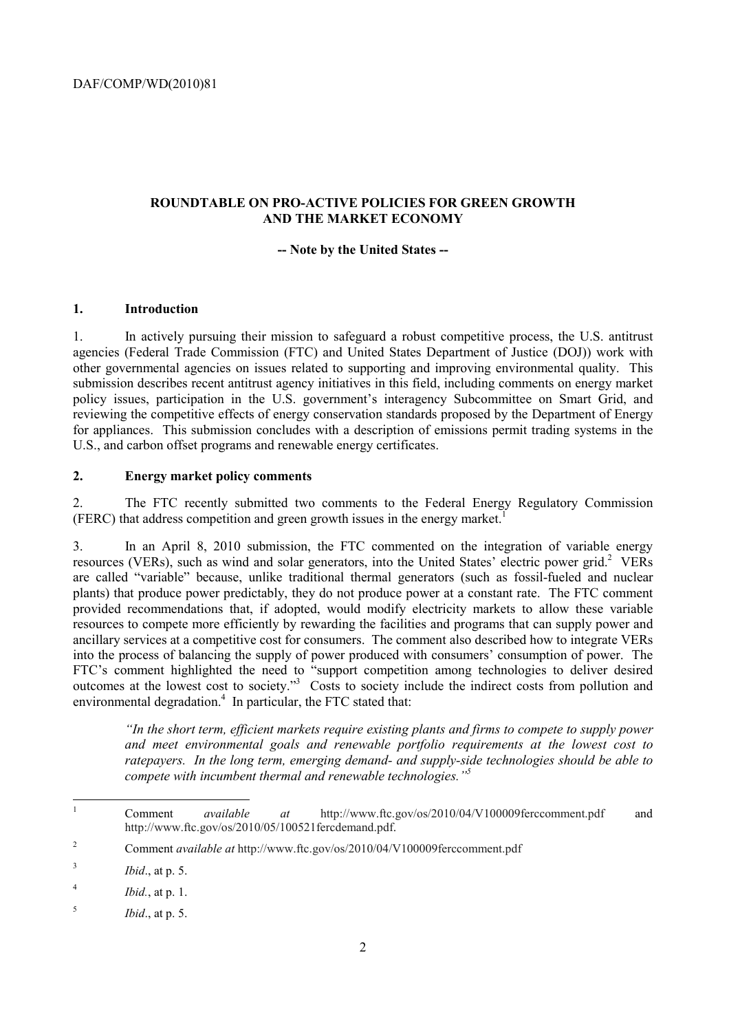**ROUNDTABLE ON PRO-ACTIVE POLICIES FOR GREEN GROWTH AND THE MARKET ECONOMY**

**-- Note by the United States --**

## 1. Introduction

1. In actively pursuing their mission to safeguard a robust competitive process, the U.S. antitrust agencies (Federal Trade Commission (FTC) and United States Department of Justice (DOJ)) work with other governmental agencies on issues related to supporting and improving environmental quality. This submission describes recent antitrust agency initiatives in this field, including comments on energy market policy issues, participation in the U.S. government's interagency Subcommittee on Smart Grid, and reviewing the competitive effects of energy conservation standards proposed by the Department of Energy for appliances. This submission concludes with a description of emissions permit trading systems in the U.S., and carbon offset programs and renewable energy certificates.

## 2. Energy market policy comments

2. The FTC recently submitted two comments to the Federal Energy Regulatory Commission (FERC) that address competition and green growth issues in the energy market.[1]

3. In an April 8, 2010 submission, the FTC commented on the integration of variable energy resources (VERs), such as wind and solar generators, into the United States' electric power grid.[2] VERs are called "variable" because, unlike traditional thermal generators (such as fossil-fueled and nuclear plants) that produce power predictably, they do not produce power at a constant rate. The FTC comment provided recommendations that, if adopted, would modify electricity markets to allow these variable resources to compete more efficiently by rewarding the facilities and programs that can supply power and ancillary services at a competitive cost for consumers. The comment also described how to integrate VERs into the process of balancing the supply of power produced with consumers' consumption of power. The FTC's comment highlighted the need to "support competition among technologies to deliver desired outcomes at the lowest cost to society."[3] Costs to society include the indirect costs from pollution and environmental degradation.[4] In particular, the FTC stated that:

> *"In the short term, efficient markets require existing plants and firms to compete to supply power and meet environmental goals and renewable portfolio requirements at the lowest cost to ratepayers. In the long term, emerging demand- and supply-side technologies should be able to compete with incumbent thermal and renewable technologies."*[5]

---

1. Comment *available at* http://www.ftc.gov/os/2010/04/V100009ferccomment.pdf and http://www.ftc.gov/os/2010/05/100521fercdemand.pdf.
2. Comment *available at* http://www.ftc.gov/os/2010/04/V100009ferccomment.pdf
3. *Ibid*., at p. 5.
4. *Ibid.*, at p. 1.
5. *Ibid*., at p. 5.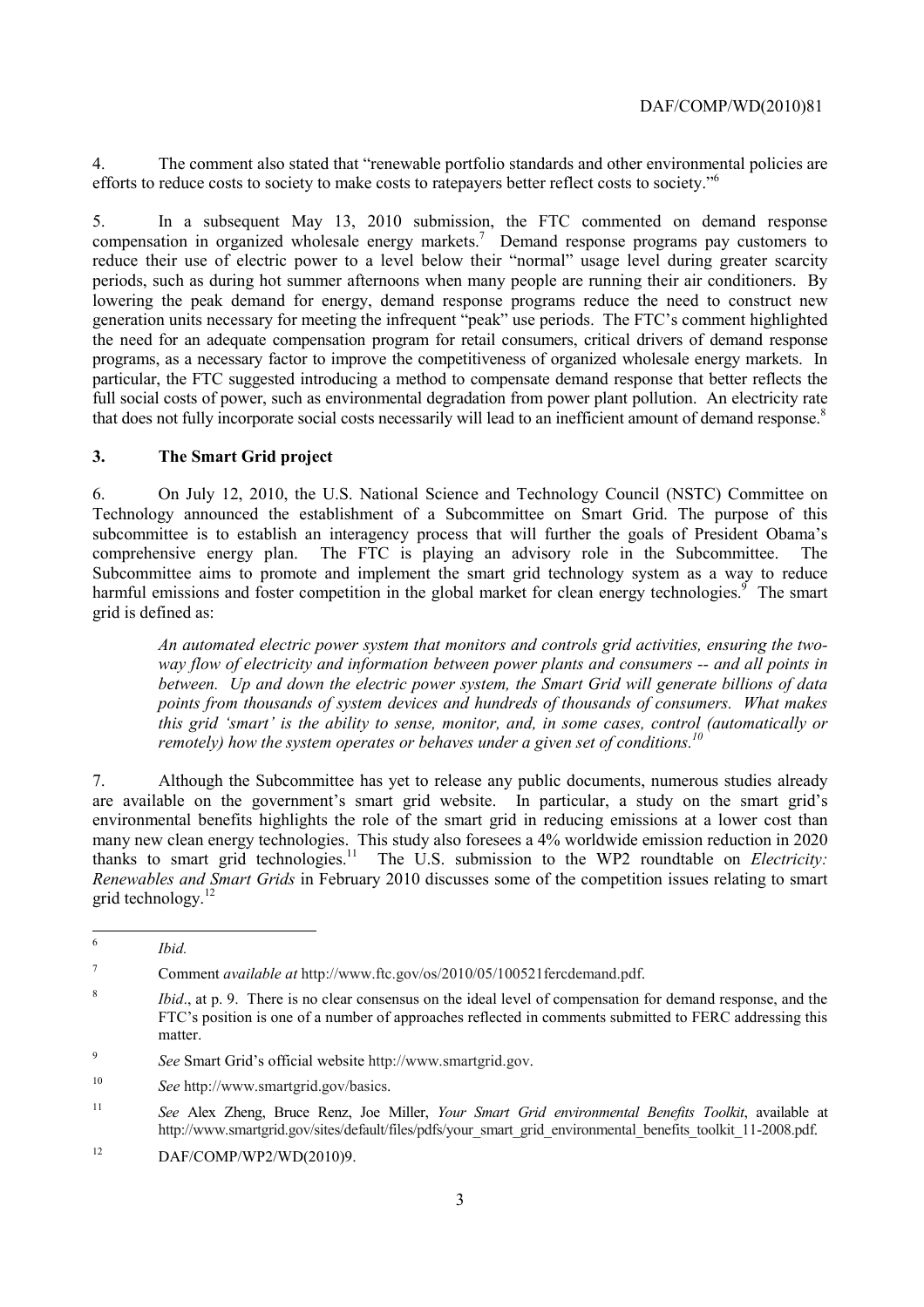4. The comment also stated that "renewable portfolio standards and other environmental policies are efforts to reduce costs to society to make costs to ratepayers better reflect costs to society."[6]

5. In a subsequent May 13, 2010 submission, the FTC commented on demand response compensation in organized wholesale energy markets.[7] Demand response programs pay customers to reduce their use of electric power to a level below their "normal" usage level during greater scarcity periods, such as during hot summer afternoons when many people are running their air conditioners. By lowering the peak demand for energy, demand response programs reduce the need to construct new generation units necessary for meeting the infrequent "peak" use periods. The FTC's comment highlighted the need for an adequate compensation program for retail consumers, critical drivers of demand response programs, as a necessary factor to improve the competitiveness of organized wholesale energy markets. In particular, the FTC suggested introducing a method to compensate demand response that better reflects the full social costs of power, such as environmental degradation from power plant pollution. An electricity rate that does not fully incorporate social costs necessarily will lead to an inefficient amount of demand response.[8]

## 3. The Smart Grid project

6. On July 12, 2010, the U.S. National Science and Technology Council (NSTC) Committee on Technology announced the establishment of a Subcommittee on Smart Grid. The purpose of this subcommittee is to establish an interagency process that will further the goals of President Obama's comprehensive energy plan. The FTC is playing an advisory role in the Subcommittee. The Subcommittee aims to promote and implement the smart grid technology system as a way to reduce harmful emissions and foster competition in the global market for clean energy technologies.[9] The smart grid is defined as:

> *An automated electric power system that monitors and controls grid activities, ensuring the two-way flow of electricity and information between power plants and consumers -- and all points in between. Up and down the electric power system, the Smart Grid will generate billions of data points from thousands of system devices and hundreds of thousands of consumers. What makes this grid 'smart' is the ability to sense, monitor, and, in some cases, control (automatically or remotely) how the system operates or behaves under a given set of conditions.*[10]

7. Although the Subcommittee has yet to release any public documents, numerous studies already are available on the government's smart grid website. In particular, a study on the smart grid's environmental benefits highlights the role of the smart grid in reducing emissions at a lower cost than many new clean energy technologies. This study also foresees a 4% worldwide emission reduction in 2020 thanks to smart grid technologies.[11] The U.S. submission to the WP2 roundtable on *Electricity: Renewables and Smart Grids* in February 2010 discusses some of the competition issues relating to smart grid technology.[12]

---

6. *Ibid.*

7. Comment *available at* http://www.ftc.gov/os/2010/05/100521fercdemand.pdf.

8. *Ibid*., at p. 9. There is no clear consensus on the ideal level of compensation for demand response, and the FTC's position is one of a number of approaches reflected in comments submitted to FERC addressing this matter.

9. *See* Smart Grid's official website http://www.smartgrid.gov.

10. *See* http://www.smartgrid.gov/basics.

11. *See* Alex Zheng, Bruce Renz, Joe Miller, *Your Smart Grid environmental Benefits Toolkit*, available at http://www.smartgrid.gov/sites/default/files/pdfs/your_smart_grid_environmental_benefits_toolkit_11-2008.pdf.

12. DAF/COMP/WP2/WD(2010)9.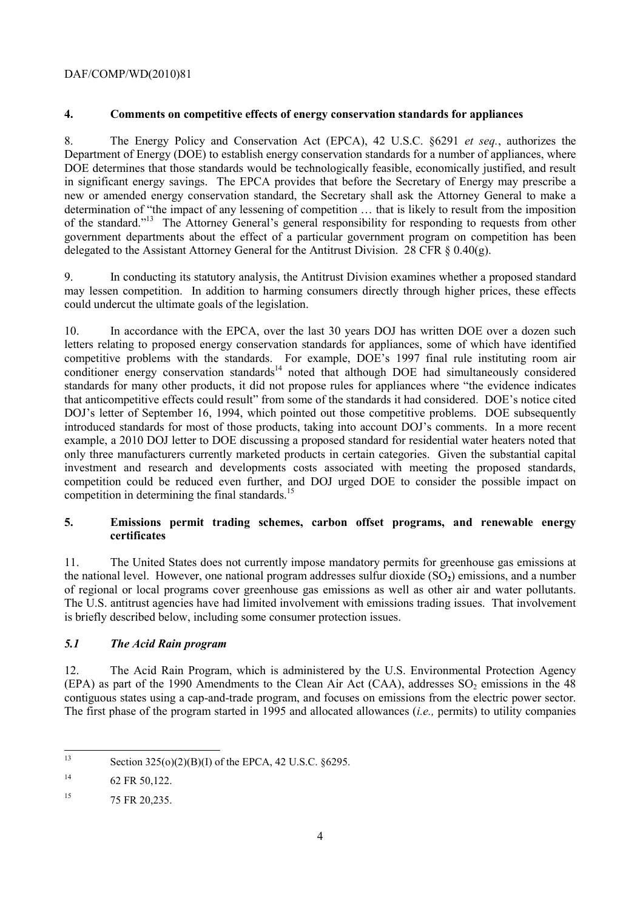## 4. Comments on competitive effects of energy conservation standards for appliances

8. The Energy Policy and Conservation Act (EPCA), 42 U.S.C. §6291 *et seq.*, authorizes the Department of Energy (DOE) to establish energy conservation standards for a number of appliances, where DOE determines that those standards would be technologically feasible, economically justified, and result in significant energy savings. The EPCA provides that before the Secretary of Energy may prescribe a new or amended energy conservation standard, the Secretary shall ask the Attorney General to make a determination of "the impact of any lessening of competition … that is likely to result from the imposition of the standard."[13] The Attorney General's general responsibility for responding to requests from other government departments about the effect of a particular government program on competition has been delegated to the Assistant Attorney General for the Antitrust Division. 28 CFR § 0.40(g).

9. In conducting its statutory analysis, the Antitrust Division examines whether a proposed standard may lessen competition. In addition to harming consumers directly through higher prices, these effects could undercut the ultimate goals of the legislation.

10. In accordance with the EPCA, over the last 30 years DOJ has written DOE over a dozen such letters relating to proposed energy conservation standards for appliances, some of which have identified competitive problems with the standards. For example, DOE's 1997 final rule instituting room air conditioner energy conservation standards[14] noted that although DOE had simultaneously considered standards for many other products, it did not propose rules for appliances where "the evidence indicates that anticompetitive effects could result" from some of the standards it had considered. DOE's notice cited DOJ's letter of September 16, 1994, which pointed out those competitive problems. DOE subsequently introduced standards for most of those products, taking into account DOJ's comments. In a more recent example, a 2010 DOJ letter to DOE discussing a proposed standard for residential water heaters noted that only three manufacturers currently marketed products in certain categories. Given the substantial capital investment and research and developments costs associated with meeting the proposed standards, competition could be reduced even further, and DOJ urged DOE to consider the possible impact on competition in determining the final standards.[15]

## 5. Emissions permit trading schemes, carbon offset programs, and renewable energy certificates

11. The United States does not currently impose mandatory permits for greenhouse gas emissions at the national level. However, one national program addresses sulfur dioxide ($SO_2$) emissions, and a number of regional or local programs cover greenhouse gas emissions as well as other air and water pollutants. The U.S. antitrust agencies have had limited involvement with emissions trading issues. That involvement is briefly described below, including some consumer protection issues.

### *5.1 The Acid Rain program*

12. The Acid Rain Program, which is administered by the U.S. Environmental Protection Agency (EPA) as part of the 1990 Amendments to the Clean Air Act (CAA), addresses $SO_2$ emissions in the 48 contiguous states using a cap-and-trade program, and focuses on emissions from the electric power sector. The first phase of the program started in 1995 and allocated allowances (*i.e.,* permits) to utility companies

---

[13] Section 325(o)(2)(B)(I) of the EPCA, 42 U.S.C. §6295.

[14] 62 FR 50,122.

[15] 75 FR 20,235.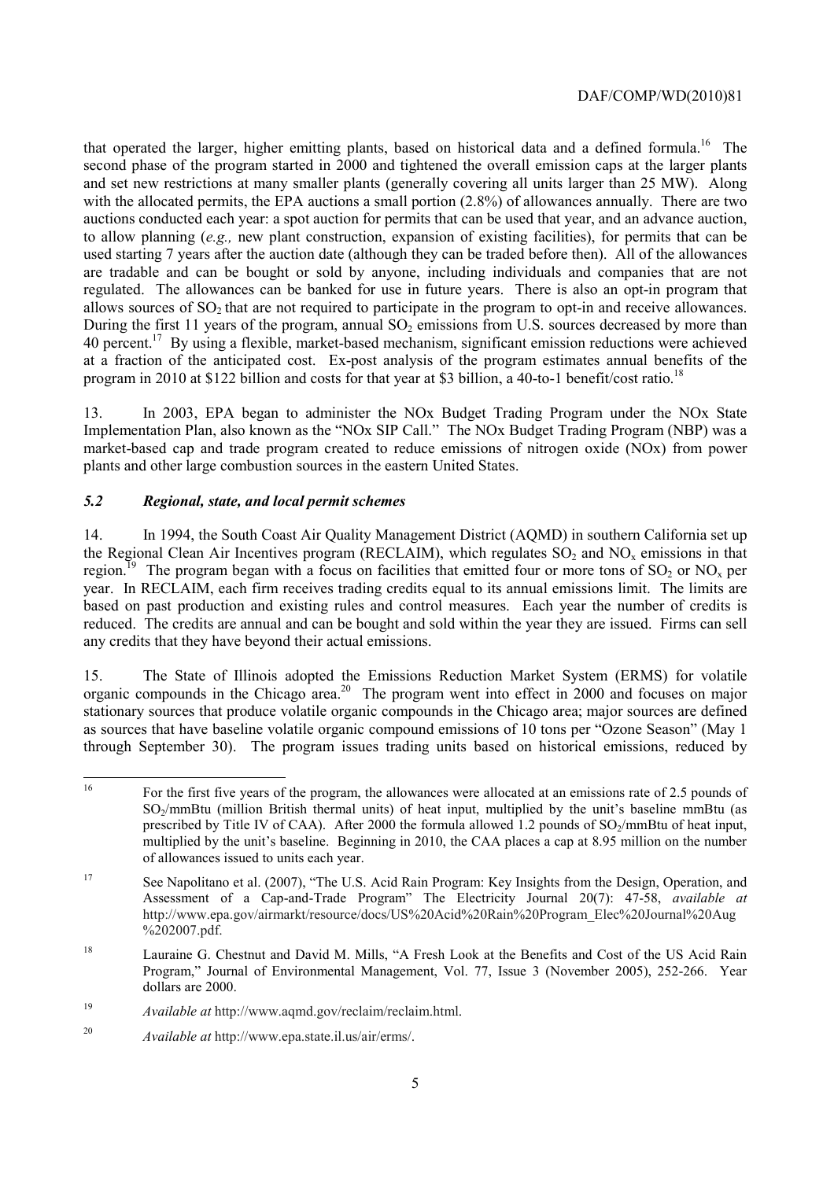that operated the larger, higher emitting plants, based on historical data and a defined formula.[16] The second phase of the program started in 2000 and tightened the overall emission caps at the larger plants and set new restrictions at many smaller plants (generally covering all units larger than 25 MW). Along with the allocated permits, the EPA auctions a small portion (2.8%) of allowances annually. There are two auctions conducted each year: a spot auction for permits that can be used that year, and an advance auction, to allow planning (*e.g.,* new plant construction, expansion of existing facilities), for permits that can be used starting 7 years after the auction date (although they can be traded before then). All of the allowances are tradable and can be bought or sold by anyone, including individuals and companies that are not regulated. The allowances can be banked for use in future years. There is also an opt-in program that allows sources of $SO_2$ that are not required to participate in the program to opt-in and receive allowances. During the first 11 years of the program, annual $SO_2$ emissions from U.S. sources decreased by more than 40 percent.[17] By using a flexible, market-based mechanism, significant emission reductions were achieved at a fraction of the anticipated cost. Ex-post analysis of the program estimates annual benefits of the program in 2010 at \$122 billion and costs for that year at \$3 billion, a 40-to-1 benefit/cost ratio.[18]

13. In 2003, EPA began to administer the NOx Budget Trading Program under the NOx State Implementation Plan, also known as the "NOx SIP Call." The NOx Budget Trading Program (NBP) was a market-based cap and trade program created to reduce emissions of nitrogen oxide (NOx) from power plants and other large combustion sources in the eastern United States.

### *5.2 Regional, state, and local permit schemes*

14. In 1994, the South Coast Air Quality Management District (AQMD) in southern California set up the Regional Clean Air Incentives program (RECLAIM), which regulates $SO_2$ and $NO_x$ emissions in that region.[19] The program began with a focus on facilities that emitted four or more tons of $SO_2$ or $NO_x$ per year. In RECLAIM, each firm receives trading credits equal to its annual emissions limit. The limits are based on past production and existing rules and control measures. Each year the number of credits is reduced. The credits are annual and can be bought and sold within the year they are issued. Firms can sell any credits that they have beyond their actual emissions.

15. The State of Illinois adopted the Emissions Reduction Market System (ERMS) for volatile organic compounds in the Chicago area.[20] The program went into effect in 2000 and focuses on major stationary sources that produce volatile organic compounds in the Chicago area; major sources are defined as sources that have baseline volatile organic compound emissions of 10 tons per "Ozone Season" (May 1 through September 30). The program issues trading units based on historical emissions, reduced by

---

[16] For the first five years of the program, the allowances were allocated at an emissions rate of 2.5 pounds of $SO_2$/mmBtu (million British thermal units) of heat input, multiplied by the unit's baseline mmBtu (as prescribed by Title IV of CAA). After 2000 the formula allowed 1.2 pounds of $SO_2$/mmBtu of heat input, multiplied by the unit's baseline. Beginning in 2010, the CAA places a cap at 8.95 million on the number of allowances issued to units each year.

[17] See Napolitano et al. (2007), "The U.S. Acid Rain Program: Key Insights from the Design, Operation, and Assessment of a Cap-and-Trade Program" The Electricity Journal 20(7): 47-58, *available at* http://www.epa.gov/airmarkt/resource/docs/US%20Acid%20Rain%20Program_Elec%20Journal%20Aug%202007.pdf.

[18] Lauraine G. Chestnut and David M. Mills, "A Fresh Look at the Benefits and Cost of the US Acid Rain Program," Journal of Environmental Management, Vol. 77, Issue 3 (November 2005), 252-266. Year dollars are 2000.

[19] *Available at* http://www.aqmd.gov/reclaim/reclaim.html.

[20] *Available at* http://www.epa.state.il.us/air/erms/.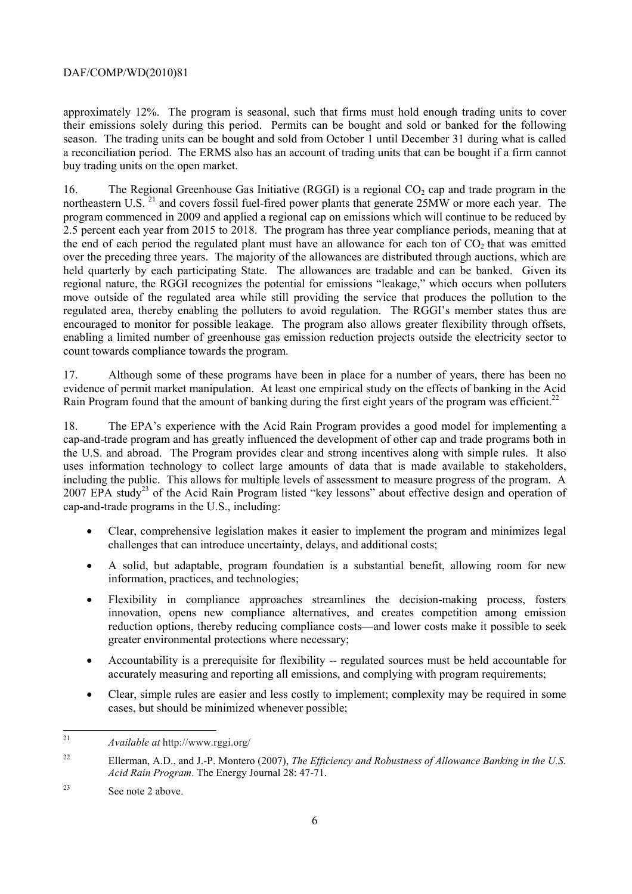approximately 12%. The program is seasonal, such that firms must hold enough trading units to cover their emissions solely during this period. Permits can be bought and sold or banked for the following season. The trading units can be bought and sold from October 1 until December 31 during what is called a reconciliation period. The ERMS also has an account of trading units that can be bought if a firm cannot buy trading units on the open market.

16. The Regional Greenhouse Gas Initiative (RGGI) is a regional $CO_2$ cap and trade program in the northeastern U.S.[21] and covers fossil fuel-fired power plants that generate 25MW or more each year. The program commenced in 2009 and applied a regional cap on emissions which will continue to be reduced by 2.5 percent each year from 2015 to 2018. The program has three year compliance periods, meaning that at the end of each period the regulated plant must have an allowance for each ton of $CO_2$ that was emitted over the preceding three years. The majority of the allowances are distributed through auctions, which are held quarterly by each participating State. The allowances are tradable and can be banked. Given its regional nature, the RGGI recognizes the potential for emissions "leakage," which occurs when polluters move outside of the regulated area while still providing the service that produces the pollution to the regulated area, thereby enabling the polluters to avoid regulation. The RGGI's member states thus are encouraged to monitor for possible leakage. The program also allows greater flexibility through offsets, enabling a limited number of greenhouse gas emission reduction projects outside the electricity sector to count towards compliance towards the program.

17. Although some of these programs have been in place for a number of years, there has been no evidence of permit market manipulation. At least one empirical study on the effects of banking in the Acid Rain Program found that the amount of banking during the first eight years of the program was efficient.[22]

18. The EPA's experience with the Acid Rain Program provides a good model for implementing a cap-and-trade program and has greatly influenced the development of other cap and trade programs both in the U.S. and abroad. The Program provides clear and strong incentives along with simple rules. It also uses information technology to collect large amounts of data that is made available to stakeholders, including the public. This allows for multiple levels of assessment to measure progress of the program. A 2007 EPA study[23] of the Acid Rain Program listed "key lessons" about effective design and operation of cap-and-trade programs in the U.S., including:

- Clear, comprehensive legislation makes it easier to implement the program and minimizes legal challenges that can introduce uncertainty, delays, and additional costs;
- A solid, but adaptable, program foundation is a substantial benefit, allowing room for new information, practices, and technologies;
- Flexibility in compliance approaches streamlines the decision-making process, fosters innovation, opens new compliance alternatives, and creates competition among emission reduction options, thereby reducing compliance costs—and lower costs make it possible to seek greater environmental protections where necessary;
- Accountability is a prerequisite for flexibility -- regulated sources must be held accountable for accurately measuring and reporting all emissions, and complying with program requirements;
- Clear, simple rules are easier and less costly to implement; complexity may be required in some cases, but should be minimized whenever possible;

---

[21] *Available at* http://www.rggi.org/

[22] Ellerman, A.D., and J.-P. Montero (2007), *The Efficiency and Robustness of Allowance Banking in the U.S. Acid Rain Program*. The Energy Journal 28: 47-71.

[23] See note 2 above.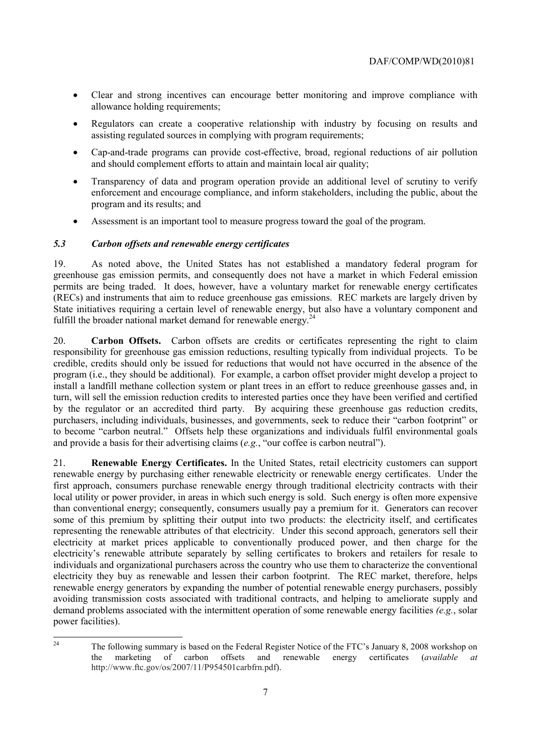- Clear and strong incentives can encourage better monitoring and improve compliance with allowance holding requirements;
- Regulators can create a cooperative relationship with industry by focusing on results and assisting regulated sources in complying with program requirements;
- Cap-and-trade programs can provide cost-effective, broad, regional reductions of air pollution and should complement efforts to attain and maintain local air quality;
- Transparency of data and program operation provide an additional level of scrutiny to verify enforcement and encourage compliance, and inform stakeholders, including the public, about the program and its results; and
- Assessment is an important tool to measure progress toward the goal of the program.

### *5.3 Carbon offsets and renewable energy certificates*

19. As noted above, the United States has not established a mandatory federal program for greenhouse gas emission permits, and consequently does not have a market in which Federal emission permits are being traded. It does, however, have a voluntary market for renewable energy certificates (RECs) and instruments that aim to reduce greenhouse gas emissions. REC markets are largely driven by State initiatives requiring a certain level of renewable energy, but also have a voluntary component and fulfill the broader national market demand for renewable energy.[24]

20. **Carbon Offsets.** Carbon offsets are credits or certificates representing the right to claim responsibility for greenhouse gas emission reductions, resulting typically from individual projects. To be credible, credits should only be issued for reductions that would not have occurred in the absence of the program (i.e., they should be additional). For example, a carbon offset provider might develop a project to install a landfill methane collection system or plant trees in an effort to reduce greenhouse gasses and, in turn, will sell the emission reduction credits to interested parties once they have been verified and certified by the regulator or an accredited third party. By acquiring these greenhouse gas reduction credits, purchasers, including individuals, businesses, and governments, seek to reduce their "carbon footprint" or to become "carbon neutral." Offsets help these organizations and individuals fulfil environmental goals and provide a basis for their advertising claims (*e.g.*, "our coffee is carbon neutral").

21. **Renewable Energy Certificates.** In the United States, retail electricity customers can support renewable energy by purchasing either renewable electricity or renewable energy certificates. Under the first approach, consumers purchase renewable energy through traditional electricity contracts with their local utility or power provider, in areas in which such energy is sold. Such energy is often more expensive than conventional energy; consequently, consumers usually pay a premium for it. Generators can recover some of this premium by splitting their output into two products: the electricity itself, and certificates representing the renewable attributes of that electricity. Under this second approach, generators sell their electricity at market prices applicable to conventionally produced power, and then charge for the electricity's renewable attribute separately by selling certificates to brokers and retailers for resale to individuals and organizational purchasers across the country who use them to characterize the conventional electricity they buy as renewable and lessen their carbon footprint. The REC market, therefore, helps renewable energy generators by expanding the number of potential renewable energy purchasers, possibly avoiding transmission costs associated with traditional contracts, and helping to ameliorate supply and demand problems associated with the intermittent operation of some renewable energy facilities *(e.g.*, solar power facilities).

---

[24] The following summary is based on the Federal Register Notice of the FTC's January 8, 2008 workshop on the marketing of carbon offsets and renewable energy certificates (*available at* http://www.ftc.gov/os/2007/11/P954501carbfrn.pdf).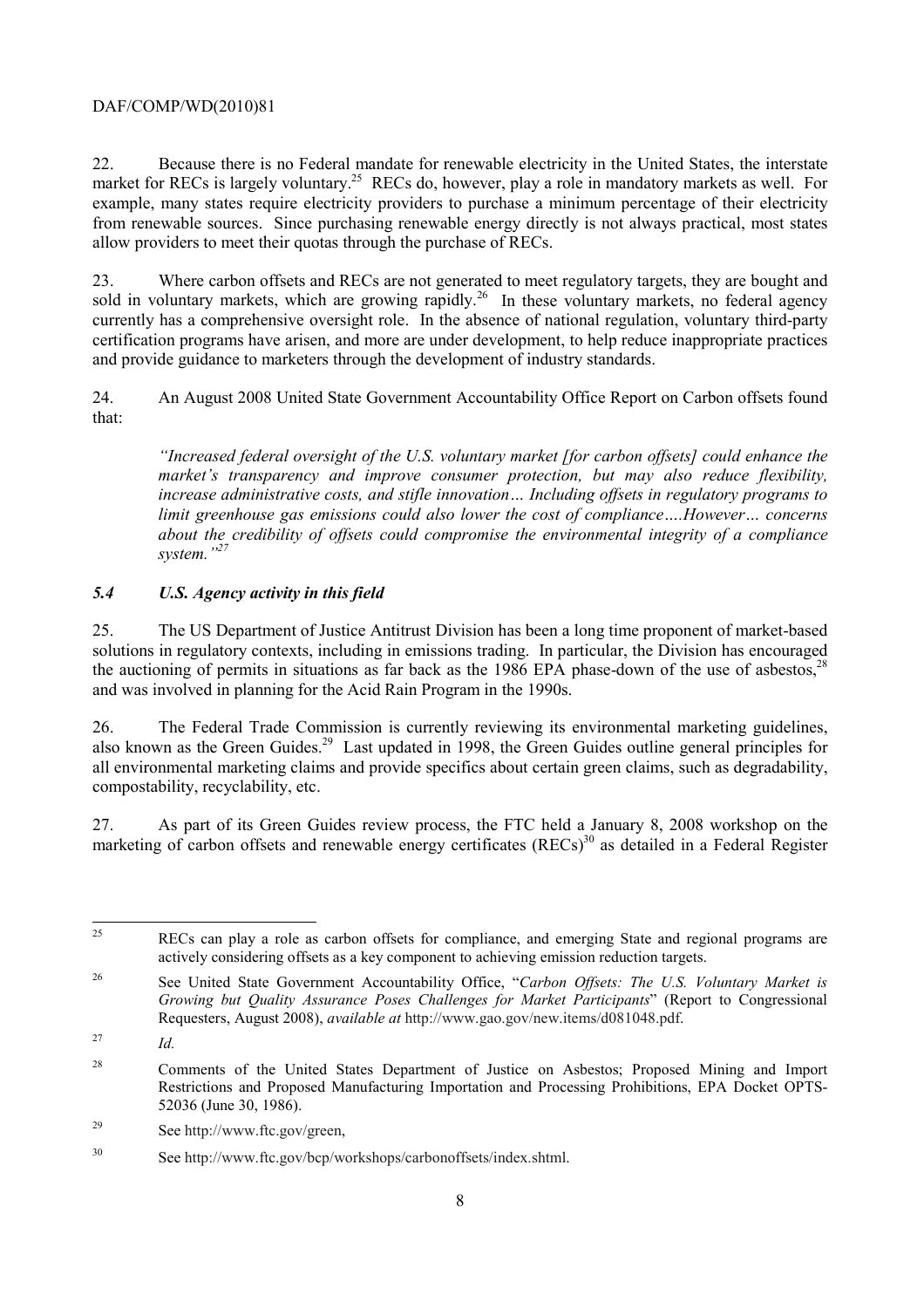22. Because there is no Federal mandate for renewable electricity in the United States, the interstate market for RECs is largely voluntary.[25] RECs do, however, play a role in mandatory markets as well. For example, many states require electricity providers to purchase a minimum percentage of their electricity from renewable sources. Since purchasing renewable energy directly is not always practical, most states allow providers to meet their quotas through the purchase of RECs.

23. Where carbon offsets and RECs are not generated to meet regulatory targets, they are bought and sold in voluntary markets, which are growing rapidly.[26] In these voluntary markets, no federal agency currently has a comprehensive oversight role. In the absence of national regulation, voluntary third-party certification programs have arisen, and more are under development, to help reduce inappropriate practices and provide guidance to marketers through the development of industry standards.

24. An August 2008 United State Government Accountability Office Report on Carbon offsets found that:

> *"Increased federal oversight of the U.S. voluntary market [for carbon offsets] could enhance the market's transparency and improve consumer protection, but may also reduce flexibility, increase administrative costs, and stifle innovation… Including offsets in regulatory programs to limit greenhouse gas emissions could also lower the cost of compliance….However… concerns about the credibility of offsets could compromise the environmental integrity of a compliance system."*[27]

### *5.4 U.S. Agency activity in this field*

25. The US Department of Justice Antitrust Division has been a long time proponent of market-based solutions in regulatory contexts, including in emissions trading. In particular, the Division has encouraged the auctioning of permits in situations as far back as the 1986 EPA phase-down of the use of asbestos,[28] and was involved in planning for the Acid Rain Program in the 1990s.

26. The Federal Trade Commission is currently reviewing its environmental marketing guidelines, also known as the Green Guides.[29] Last updated in 1998, the Green Guides outline general principles for all environmental marketing claims and provide specifics about certain green claims, such as degradability, compostability, recyclability, etc.

27. As part of its Green Guides review process, the FTC held a January 8, 2008 workshop on the marketing of carbon offsets and renewable energy certificates (RECs)[30] as detailed in a Federal Register

---

[25] RECs can play a role as carbon offsets for compliance, and emerging State and regional programs are actively considering offsets as a key component to achieving emission reduction targets.

[26] See United State Government Accountability Office, "*Carbon Offsets: The U.S. Voluntary Market is Growing but Quality Assurance Poses Challenges for Market Participants*" (Report to Congressional Requesters, August 2008), *available at* http://www.gao.gov/new.items/d081048.pdf.

[27] *Id.*

[28] Comments of the United States Department of Justice on Asbestos; Proposed Mining and Import Restrictions and Proposed Manufacturing Importation and Processing Prohibitions, EPA Docket OPTS-52036 (June 30, 1986).

[29] See http://www.ftc.gov/green,

[30] See http://www.ftc.gov/bcp/workshops/carbonoffsets/index.shtml.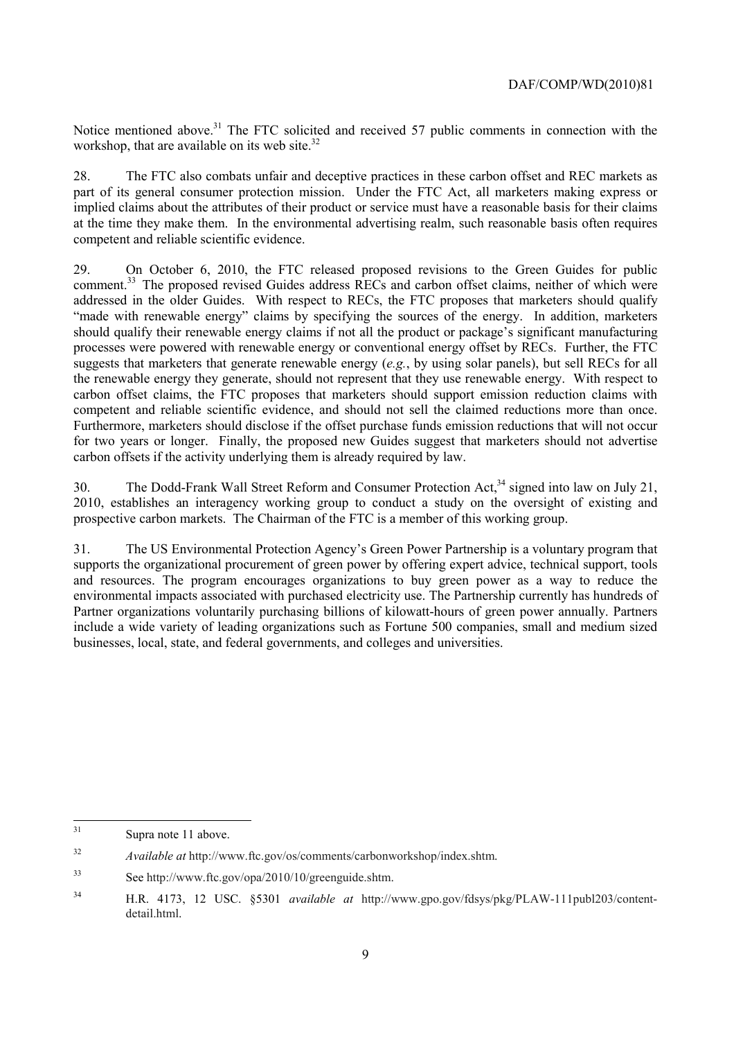Notice mentioned above.[31] The FTC solicited and received 57 public comments in connection with the workshop, that are available on its web site.[32]

28. The FTC also combats unfair and deceptive practices in these carbon offset and REC markets as part of its general consumer protection mission. Under the FTC Act, all marketers making express or implied claims about the attributes of their product or service must have a reasonable basis for their claims at the time they make them. In the environmental advertising realm, such reasonable basis often requires competent and reliable scientific evidence.

29. On October 6, 2010, the FTC released proposed revisions to the Green Guides for public comment.[33] The proposed revised Guides address RECs and carbon offset claims, neither of which were addressed in the older Guides. With respect to RECs, the FTC proposes that marketers should qualify "made with renewable energy" claims by specifying the sources of the energy. In addition, marketers should qualify their renewable energy claims if not all the product or package's significant manufacturing processes were powered with renewable energy or conventional energy offset by RECs. Further, the FTC suggests that marketers that generate renewable energy (*e.g.*, by using solar panels), but sell RECs for all the renewable energy they generate, should not represent that they use renewable energy. With respect to carbon offset claims, the FTC proposes that marketers should support emission reduction claims with competent and reliable scientific evidence, and should not sell the claimed reductions more than once. Furthermore, marketers should disclose if the offset purchase funds emission reductions that will not occur for two years or longer. Finally, the proposed new Guides suggest that marketers should not advertise carbon offsets if the activity underlying them is already required by law.

30. The Dodd-Frank Wall Street Reform and Consumer Protection Act,[34] signed into law on July 21, 2010, establishes an interagency working group to conduct a study on the oversight of existing and prospective carbon markets. The Chairman of the FTC is a member of this working group.

31. The US Environmental Protection Agency's Green Power Partnership is a voluntary program that supports the organizational procurement of green power by offering expert advice, technical support, tools and resources. The program encourages organizations to buy green power as a way to reduce the environmental impacts associated with purchased electricity use. The Partnership currently has hundreds of Partner organizations voluntarily purchasing billions of kilowatt-hours of green power annually. Partners include a wide variety of leading organizations such as Fortune 500 companies, small and medium sized businesses, local, state, and federal governments, and colleges and universities.

---

[31] Supra note 11 above.

[32] *Available at* http://www.ftc.gov/os/comments/carbonworkshop/index.shtm.

[33] See http://www.ftc.gov/opa/2010/10/greenguide.shtm.

[34] H.R. 4173, 12 USC. §5301 *available at* http://www.gpo.gov/fdsys/pkg/PLAW-111publ203/content-detail.html.